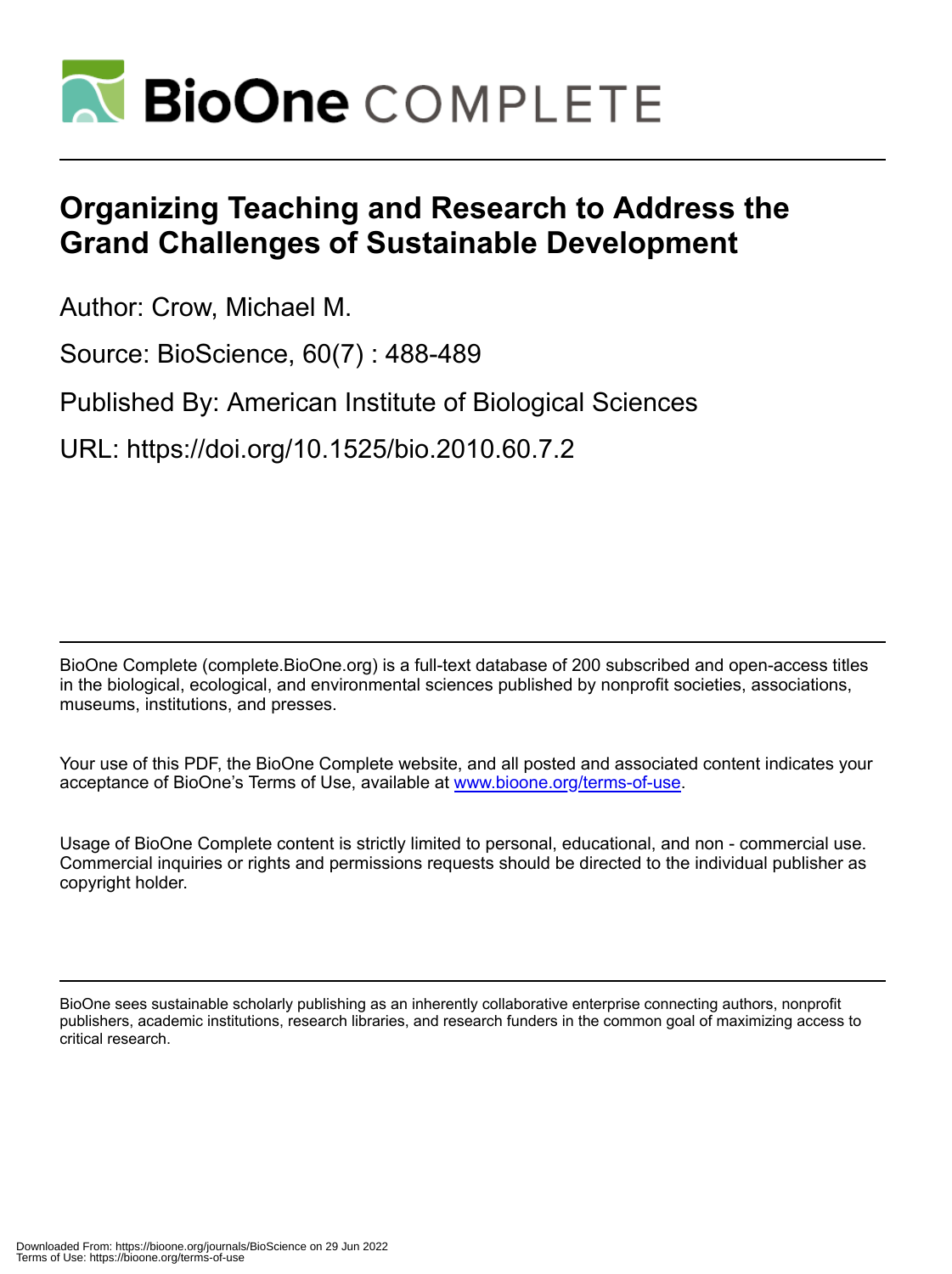# BioOne COMPLETE

# Organizing Teaching and Research to Address the Grand Challenges of Sustainable Development

Author: Crow, Michael M.

Source: BioScience, 60(7) : 488-489

Published By: American Institute of Biological Sciences

URL: https://doi.org/10.1525/bio.2010.60.7.2

BioOne Complete (complete.BioOne.org) is a full-text database of 200 subscribed and open-access titles in the biological, ecological, and environmental sciences published by nonprofit societies, associations, museums, institutions, and presses.

Your use of this PDF, the BioOne Complete website, and all posted and associated content indicates your acceptance of BioOne's Terms of Use, available at www.bioone.org/terms-of-use.

Usage of BioOne Complete content is strictly limited to personal, educational, and non - commercial use. Commercial inquiries or rights and permissions requests should be directed to the individual publisher as copyright holder.

BioOne sees sustainable scholarly publishing as an inherently collaborative enterprise connecting authors, nonprofit publishers, academic institutions, research libraries, and research funders in the common goal of maximizing access to critical research.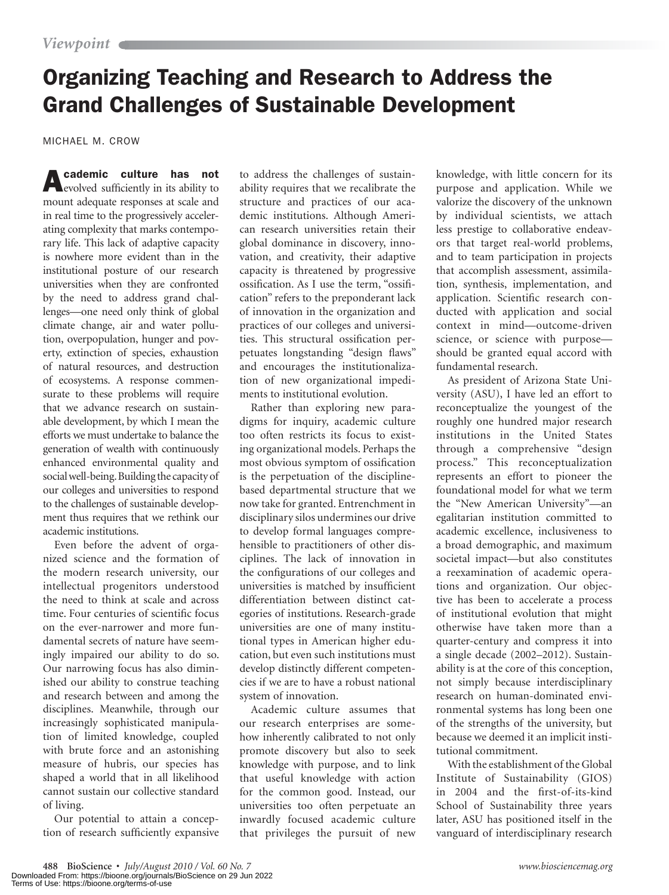*Viewpoint*

# Organizing Teaching and Research to Address the Grand Challenges of Sustainable Development

MICHAEL M. CROW

**Academic culture has not** evolved sufficiently in its ability to mount adequate responses at scale and in real time to the progressively accelerating complexity that marks contemporary life. This lack of adaptive capacity is nowhere more evident than in the institutional posture of our research universities when they are confronted by the need to address grand challenges—one need only think of global climate change, air and water pollution, overpopulation, hunger and poverty, extinction of species, exhaustion of natural resources, and destruction of ecosystems. A response commensurate to these problems will require that we advance research on sustainable development, by which I mean the efforts we must undertake to balance the generation of wealth with continuously enhanced environmental quality and social well-being. Building the capacity of our colleges and universities to respond to the challenges of sustainable development thus requires that we rethink our academic institutions.

Even before the advent of organized science and the formation of the modern research university, our intellectual progenitors understood the need to think at scale and across time. Four centuries of scientific focus on the ever-narrower and more fundamental secrets of nature have seemingly impaired our ability to do so. Our narrowing focus has also diminished our ability to construe teaching and research between and among the disciplines. Meanwhile, through our increasingly sophisticated manipulation of limited knowledge, coupled with brute force and an astonishing measure of hubris, our species has shaped a world that in all likelihood cannot sustain our collective standard of living.

Our potential to attain a conception of research sufficiently expansive to address the challenges of sustainability requires that we recalibrate the structure and practices of our academic institutions. Although American research universities retain their global dominance in discovery, innovation, and creativity, their adaptive capacity is threatened by progressive ossification. As I use the term, "ossification" refers to the preponderant lack of innovation in the organization and practices of our colleges and universities. This structural ossification perpetuates longstanding "design flaws" and encourages the institutionalization of new organizational impediments to institutional evolution.

Rather than exploring new paradigms for inquiry, academic culture too often restricts its focus to existing organizational models. Perhaps the most obvious symptom of ossification is the perpetuation of the discipline-based departmental structure that we now take for granted. Entrenchment in disciplinary silos undermines our drive to develop formal languages comprehensible to practitioners of other disciplines. The lack of innovation in the configurations of our colleges and universities is matched by insufficient differentiation between distinct categories of institutions. Research-grade universities are one of many institutional types in American higher education, but even such institutions must develop distinctly different competencies if we are to have a robust national system of innovation.

Academic culture assumes that our research enterprises are somehow inherently calibrated to not only promote discovery but also to seek knowledge with purpose, and to link that useful knowledge with action for the common good. Instead, our universities too often perpetuate an inwardly focused academic culture that privileges the pursuit of new knowledge, with little concern for its purpose and application. While we valorize the discovery of the unknown by individual scientists, we attach less prestige to collaborative endeavors that target real-world problems, and to team participation in projects that accomplish assessment, assimilation, synthesis, implementation, and application. Scientific research conducted with application and social context in mind—outcome-driven science, or science with purpose—should be granted equal accord with fundamental research.

As president of Arizona State University (ASU), I have led an effort to reconceptualize the youngest of the roughly one hundred major research institutions in the United States through a comprehensive "design process." This reconceptualization represents an effort to pioneer the foundational model for what we term the "New American University"—an egalitarian institution committed to academic excellence, inclusiveness to a broad demographic, and maximum societal impact—but also constitutes a reexamination of academic operations and organization. Our objective has been to accelerate a process of institutional evolution that might otherwise have taken more than a quarter-century and compress it into a single decade (2002–2012). Sustainability is at the core of this conception, not simply because interdisciplinary research on human-dominated environmental systems has long been one of the strengths of the university, but because we deemed it an implicit institutional commitment.

With the establishment of the Global Institute of Sustainability (GIOS) in 2004 and the first-of-its-kind School of Sustainability three years later, ASU has positioned itself in the vanguard of interdisciplinary research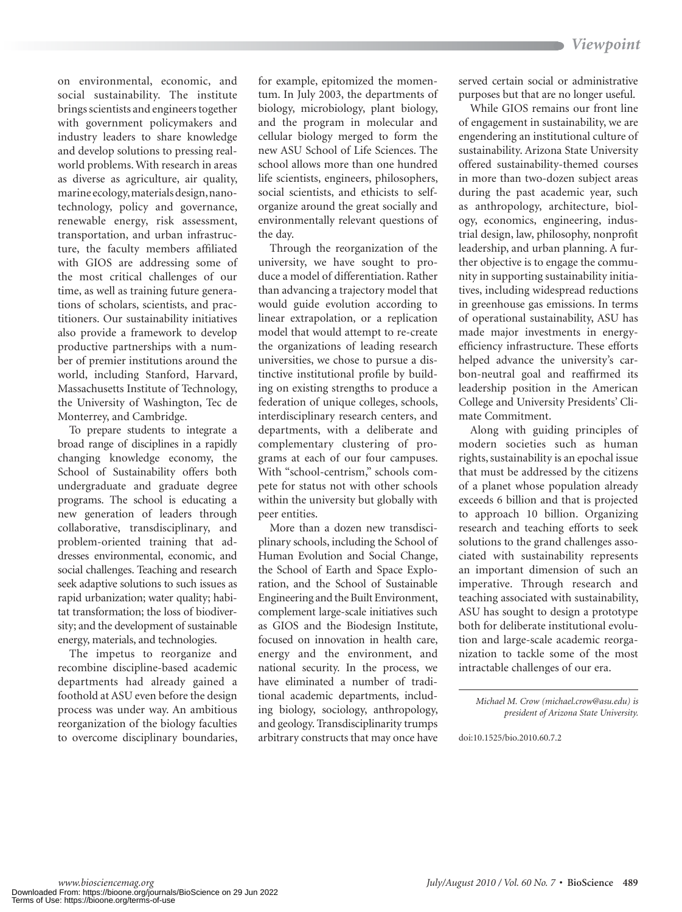on environmental, economic, and social sustainability. The institute brings scientists and engineers together with government policymakers and industry leaders to share knowledge and develop solutions to pressing real-world problems. With research in areas as diverse as agriculture, air quality, marine ecology, materials design, nanotechnology, policy and governance, renewable energy, risk assessment, transportation, and urban infrastructure, the faculty members affiliated with GIOS are addressing some of the most critical challenges of our time, as well as training future generations of scholars, scientists, and practitioners. Our sustainability initiatives also provide a framework to develop productive partnerships with a number of premier institutions around the world, including Stanford, Harvard, Massachusetts Institute of Technology, the University of Washington, Tec de Monterrey, and Cambridge.

To prepare students to integrate a broad range of disciplines in a rapidly changing knowledge economy, the School of Sustainability offers both undergraduate and graduate degree programs. The school is educating a new generation of leaders through collaborative, transdisciplinary, and problem-oriented training that addresses environmental, economic, and social challenges. Teaching and research seek adaptive solutions to such issues as rapid urbanization; water quality; habitat transformation; the loss of biodiversity; and the development of sustainable energy, materials, and technologies.

The impetus to reorganize and recombine discipline-based academic departments had already gained a foothold at ASU even before the design process was under way. An ambitious reorganization of the biology faculties to overcome disciplinary boundaries, for example, epitomized the momentum. In July 2003, the departments of biology, microbiology, plant biology, and the program in molecular and cellular biology merged to form the new ASU School of Life Sciences. The school allows more than one hundred life scientists, engineers, philosophers, social scientists, and ethicists to self-organize around the great socially and environmentally relevant questions of the day.

Through the reorganization of the university, we have sought to produce a model of differentiation. Rather than advancing a trajectory model that would guide evolution according to linear extrapolation, or a replication model that would attempt to re-create the organizations of leading research universities, we chose to pursue a distinctive institutional profile by building on existing strengths to produce a federation of unique colleges, schools, interdisciplinary research centers, and departments, with a deliberate and complementary clustering of programs at each of our four campuses. With "school-centrism," schools compete for status not with other schools within the university but globally with peer entities.

More than a dozen new transdisciplinary schools, including the School of Human Evolution and Social Change, the School of Earth and Space Exploration, and the School of Sustainable Engineering and the Built Environment, complement large-scale initiatives such as GIOS and the Biodesign Institute, focused on innovation in health care, energy and the environment, and national security. In the process, we have eliminated a number of traditional academic departments, including biology, sociology, anthropology, and geology. Transdisciplinarity trumps arbitrary constructs that may once have served certain social or administrative purposes but that are no longer useful.

While GIOS remains our front line of engagement in sustainability, we are engendering an institutional culture of sustainability. Arizona State University offered sustainability-themed courses in more than two-dozen subject areas during the past academic year, such as anthropology, architecture, biology, economics, engineering, industrial design, law, philosophy, nonprofit leadership, and urban planning. A further objective is to engage the community in supporting sustainability initiatives, including widespread reductions in greenhouse gas emissions. In terms of operational sustainability, ASU has made major investments in energy-efficiency infrastructure. These efforts helped advance the university's carbon-neutral goal and reaffirmed its leadership position in the American College and University Presidents' Climate Commitment.

Along with guiding principles of modern societies such as human rights, sustainability is an epochal issue that must be addressed by the citizens of a planet whose population already exceeds 6 billion and that is projected to approach 10 billion. Organizing research and teaching efforts to seek solutions to the grand challenges associated with sustainability represents an important dimension of such an imperative. Through research and teaching associated with sustainability, ASU has sought to design a prototype both for deliberate institutional evolution and large-scale academic reorganization to tackle some of the most intractable challenges of our era.

---

*Michael M. Crow (michael.crow@asu.edu) is president of Arizona State University.*

doi:10.1525/bio.2010.60.7.2